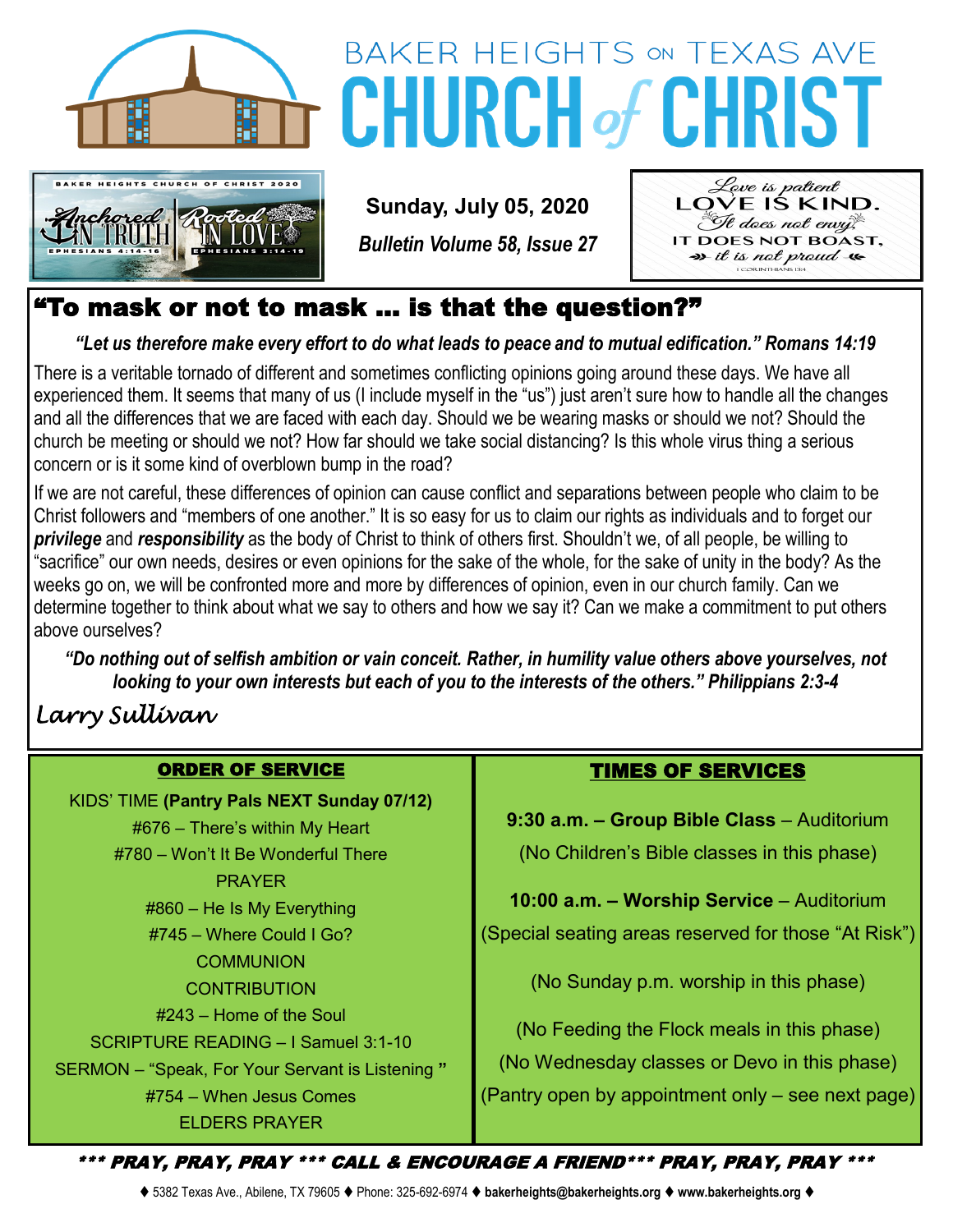# BAKER HEIGHTS ON TEXAS AVE CHURCH of CHRIST

BAKER HEIGHTS CHURCH OF CHRIST 2020

Anchored IN TRUTH — EPHESIANS 4:14-16 | Rooted IN LOVE — EPHESIANS 3:14-19

**Sunday, July 05, 2020**

***Bulletin Volume 58, Issue 27***

Love is patient
LOVE IS KIND.
It does not envy,
IT DOES NOT BOAST,
it is not proud
I CORINTHIANS 13:4

## "To mask or not to mask … is that the question?"

***"Let us therefore make every effort to do what leads to peace and to mutual edification." Romans 14:19***

There is a veritable tornado of different and sometimes conflicting opinions going around these days. We have all experienced them. It seems that many of us (I include myself in the "us") just aren't sure how to handle all the changes and all the differences that we are faced with each day. Should we be wearing masks or should we not? Should the church be meeting or should we not? How far should we take social distancing? Is this whole virus thing a serious concern or is it some kind of overblown bump in the road?

If we are not careful, these differences of opinion can cause conflict and separations between people who claim to be Christ followers and "members of one another." It is so easy for us to claim our rights as individuals and to forget our ***privilege*** and ***responsibility*** as the body of Christ to think of others first. Shouldn't we, of all people, be willing to "sacrifice" our own needs, desires or even opinions for the sake of the whole, for the sake of unity in the body? As the weeks go on, we will be confronted more and more by differences of opinion, even in our church family. Can we determine together to think about what we say to others and how we say it? Can we make a commitment to put others above ourselves?

***"Do nothing out of selfish ambition or vain conceit. Rather, in humility value others above yourselves, not looking to your own interests but each of you to the interests of the others." Philippians 2:3-4***

*Larry Sullivan*

## ORDER OF SERVICE

KIDS' TIME **(Pantry Pals NEXT Sunday 07/12)**
#676 – There's within My Heart
#780 – Won't It Be Wonderful There
PRAYER
#860 – He Is My Everything
#745 – Where Could I Go?
COMMUNION
CONTRIBUTION
#243 – Home of the Soul
SCRIPTURE READING – I Samuel 3:1-10
SERMON – "Speak, For Your Servant is Listening "
#754 – When Jesus Comes
ELDERS PRAYER

## TIMES OF SERVICES

**9:30 a.m. – Group Bible Class** – Auditorium
(No Children's Bible classes in this phase)

**10:00 a.m. – Worship Service** – Auditorium
(Special seating areas reserved for those "At Risk")

(No Sunday p.m. worship in this phase)

(No Feeding the Flock meals in this phase)
(No Wednesday classes or Devo in this phase)
(Pantry open by appointment only – see next page)

***\*\*\* PRAY, PRAY, PRAY \*\*\* CALL & ENCOURAGE A FRIEND\*\*\* PRAY, PRAY, PRAY \*\*\****

♦ 5382 Texas Ave., Abilene, TX 79605 ♦ Phone: 325-692-6974 ♦ **bakerheights@bakerheights.org** ♦ **www.bakerheights.org** ♦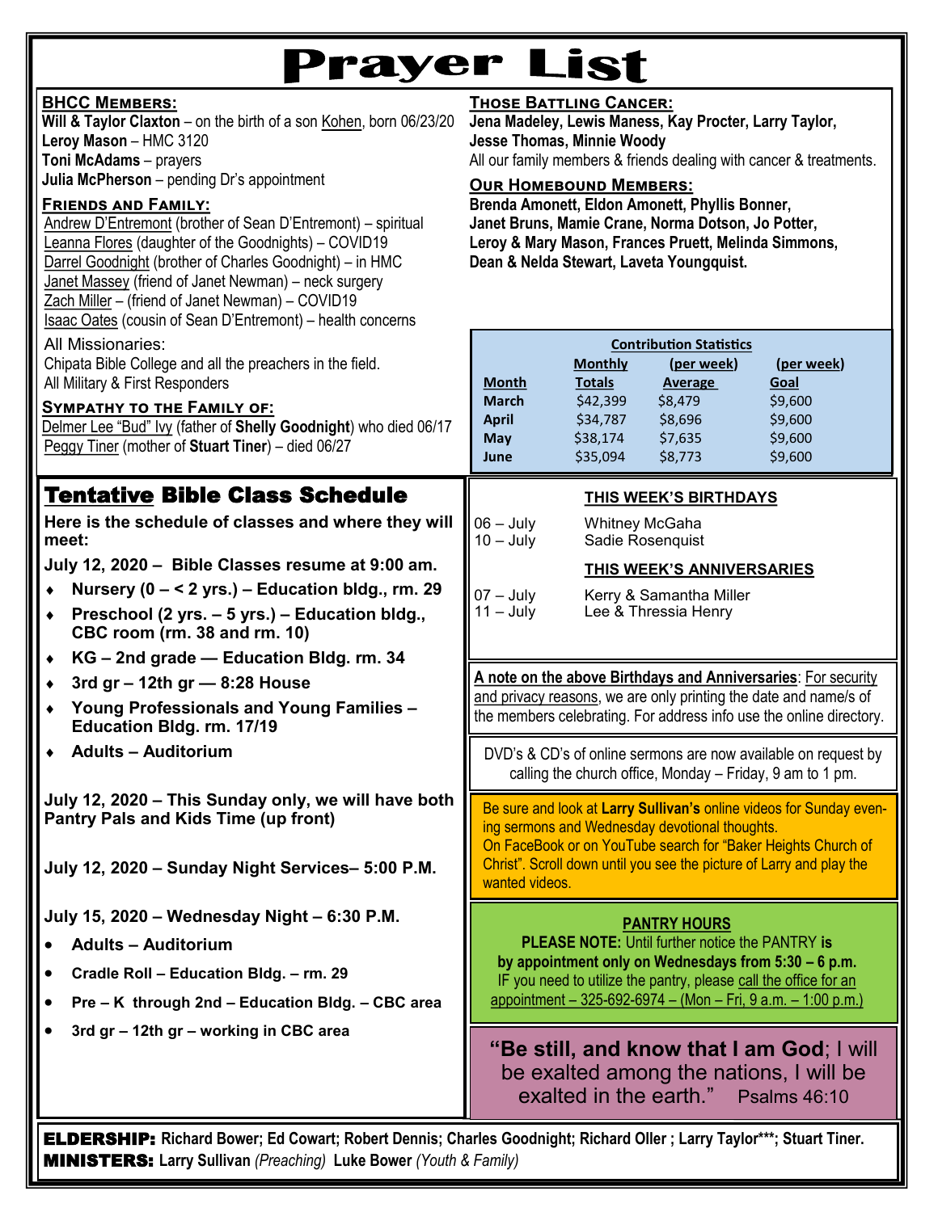# Prayer List

## BHCC Members:

**Will & Taylor Claxton** – on the birth of a son Kohen, born 06/23/20
**Leroy Mason** – HMC 3120
**Toni McAdams** – prayers
**Julia McPherson** – pending Dr's appointment

## Friends and Family:

Andrew D'Entremont (brother of Sean D'Entremont) – spiritual
Leanna Flores (daughter of the Goodnights) – COVID19
Darrel Goodnight (brother of Charles Goodnight) – in HMC
Janet Massey (friend of Janet Newman) – neck surgery
Zach Miller – (friend of Janet Newman) – COVID19
Isaac Oates (cousin of Sean D'Entremont) – health concerns

All Missionaries:
Chipata Bible College and all the preachers in the field.
All Military & First Responders

## Sympathy to the Family of:

Delmer Lee "Bud" Ivy (father of **Shelly Goodnight**) who died 06/17
Peggy Tiner (mother of **Stuart Tiner**) – died 06/27

## Those Battling Cancer:

**Jena Madeley, Lewis Maness, Kay Procter, Larry Taylor, Jesse Thomas, Minnie Woody**
All our family members & friends dealing with cancer & treatments.

## Our Homebound Members:

**Brenda Amonett, Eldon Amonett, Phyllis Bonner, Janet Bruns, Mamie Crane, Norma Dotson, Jo Potter, Leroy & Mary Mason, Frances Pruett, Melinda Simmons, Dean & Nelda Stewart, Laveta Youngquist.**

**Contribution Statistics**

| Month | Monthly Totals | (per week) Average | (per week) Goal |
|---|---|---|---|
| March | $42,399 | $8,479 | $9,600 |
| April | $34,787 | $8,696 | $9,600 |
| May | $38,174 | $7,635 | $9,600 |
| June | $35,094 | $8,773 | $9,600 |

## Tentative Bible Class Schedule

**Here is the schedule of classes and where they will meet:**

**July 12, 2020 – Bible Classes resume at 9:00 am.**

- **Nursery (0 – < 2 yrs.) – Education bldg., rm. 29**
- **Preschool (2 yrs. – 5 yrs.) – Education bldg., CBC room (rm. 38 and rm. 10)**
- **KG – 2nd grade — Education Bldg. rm. 34**
- **3rd gr – 12th gr — 8:28 House**
- **Young Professionals and Young Families – Education Bldg. rm. 17/19**
- **Adults – Auditorium**

**July 12, 2020 – This Sunday only, we will have both Pantry Pals and Kids Time (up front)**

**July 12, 2020 – Sunday Night Services– 5:00 P.M.**

**July 15, 2020 – Wednesday Night – 6:30 P.M.**

- **Adults – Auditorium**
- **Cradle Roll – Education Bldg. – rm. 29**
- **Pre – K through 2nd – Education Bldg. – CBC area**
- **3rd gr – 12th gr – working in CBC area**

### THIS WEEK'S BIRTHDAYS

06 – July  Whitney McGaha
10 – July  Sadie Rosenquist

### THIS WEEK'S ANNIVERSARIES

07 – July  Kerry & Samantha Miller
11 – July  Lee & Thressia Henry

**A note on the above Birthdays and Anniversaries**: For security and privacy reasons, we are only printing the date and name/s of the members celebrating. For address info use the online directory.

DVD's & CD's of online sermons are now available on request by calling the church office, Monday – Friday, 9 am to 1 pm.

Be sure and look at **Larry Sullivan's** online videos for Sunday evening sermons and Wednesday devotional thoughts. On FaceBook or on YouTube search for "Baker Heights Church of Christ". Scroll down until you see the picture of Larry and play the wanted videos.

### PANTRY HOURS

**PLEASE NOTE:** Until further notice the PANTRY **is by appointment only on Wednesdays from 5:30 – 6 p.m.** IF you need to utilize the pantry, please call the office for an appointment – 325-692-6974 – (Mon – Fri, 9 a.m. – 1:00 p.m.)

**"Be still, and know that I am God**; I will be exalted among the nations, I will be exalted in the earth." Psalms 46:10

**ELDERSHIP:** Richard Bower; Ed Cowart; Robert Dennis; Charles Goodnight; Richard Oller ; Larry Taylor***; Stuart Tiner.
**MINISTERS:** Larry Sullivan *(Preaching)* Luke Bowér *(Youth & Family)*